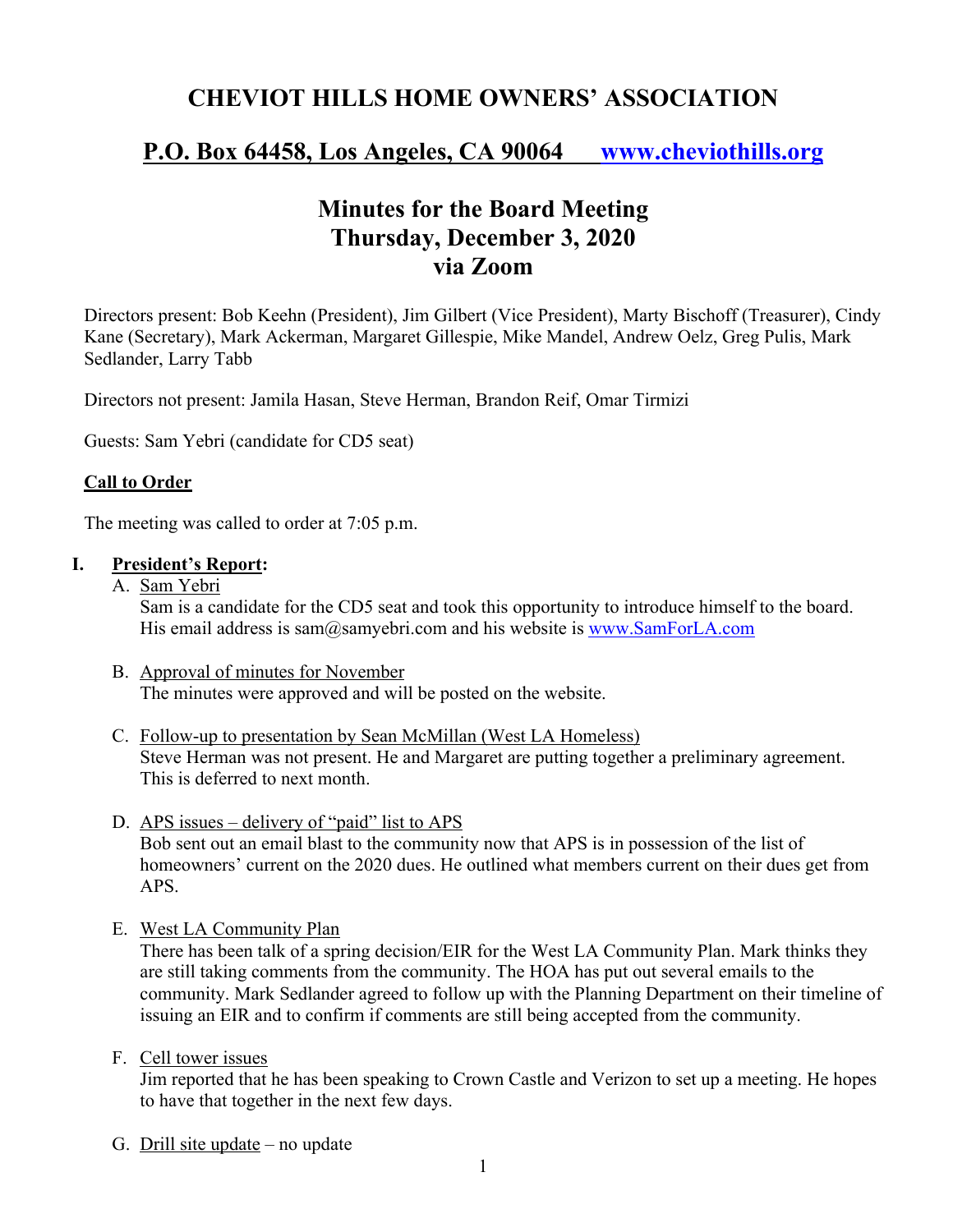# CHEVIOT HILLS HOME OWNERS' ASSOCIATION

## P.O. Box 64458, Los Angeles, CA 90064 www.cheviothills.org

## Minutes for the Board Meeting
## Thursday, December 3, 2020
## via Zoom

Directors present: Bob Keehn (President), Jim Gilbert (Vice President), Marty Bischoff (Treasurer), Cindy Kane (Secretary), Mark Ackerman, Margaret Gillespie, Mike Mandel, Andrew Oelz, Greg Pulis, Mark Sedlander, Larry Tabb

Directors not present: Jamila Hasan, Steve Herman, Brandon Reif, Omar Tirmizi

Guests: Sam Yebri (candidate for CD5 seat)

### Call to Order

The meeting was called to order at 7:05 p.m.

### I. President's Report:

A. Sam Yebri
Sam is a candidate for the CD5 seat and took this opportunity to introduce himself to the board. His email address is sam@samyebri.com and his website is www.SamForLA.com

B. Approval of minutes for November
The minutes were approved and will be posted on the website.

C. Follow-up to presentation by Sean McMillan (West LA Homeless)
Steve Herman was not present. He and Margaret are putting together a preliminary agreement. This is deferred to next month.

D. APS issues – delivery of "paid" list to APS
Bob sent out an email blast to the community now that APS is in possession of the list of homeowners' current on the 2020 dues. He outlined what members current on their dues get from APS.

E. West LA Community Plan
There has been talk of a spring decision/EIR for the West LA Community Plan. Mark thinks they are still taking comments from the community. The HOA has put out several emails to the community. Mark Sedlander agreed to follow up with the Planning Department on their timeline of issuing an EIR and to confirm if comments are still being accepted from the community.

F. Cell tower issues
Jim reported that he has been speaking to Crown Castle and Verizon to set up a meeting. He hopes to have that together in the next few days.

G. Drill site update – no update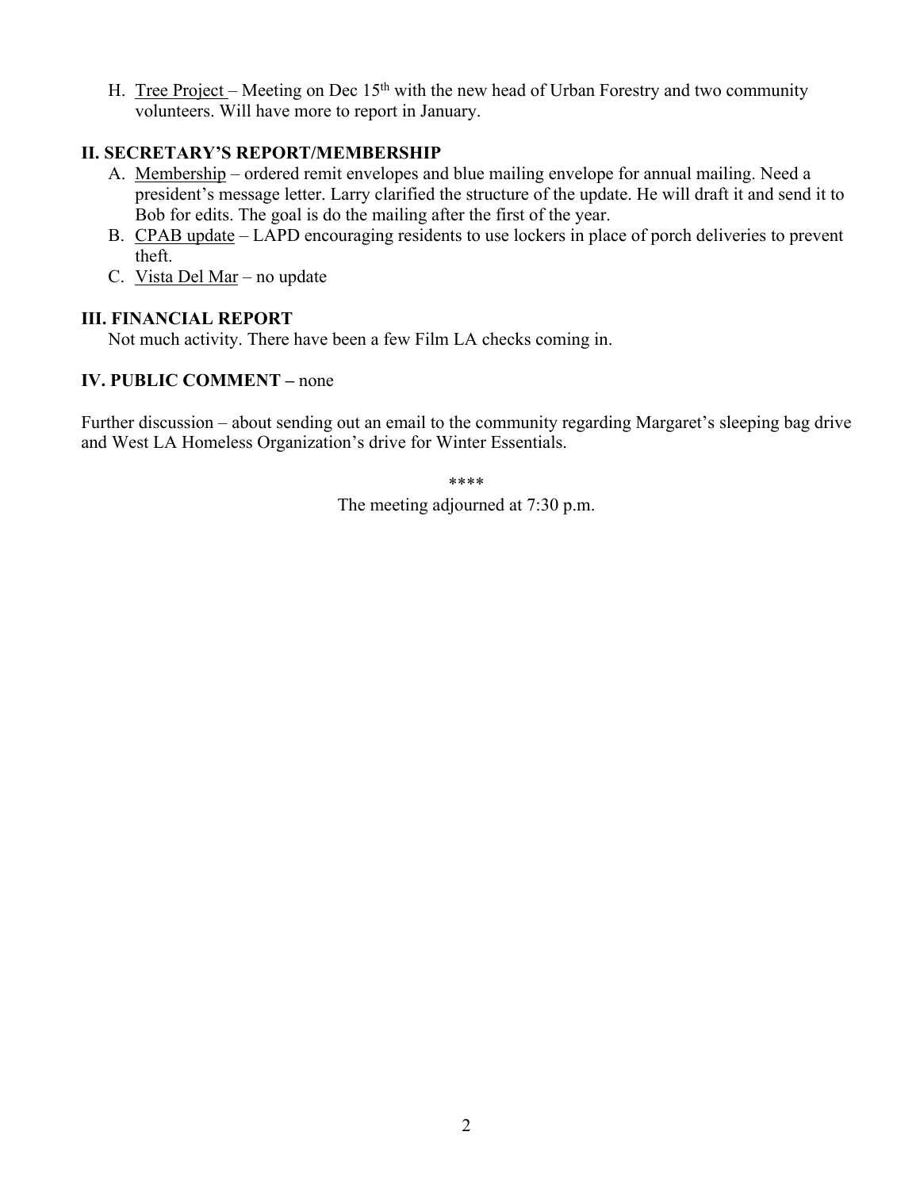H. <u>Tree Project</u> – Meeting on Dec 15th with the new head of Urban Forestry and two community volunteers. Will have more to report in January.

## II. SECRETARY'S REPORT/MEMBERSHIP

A. <u>Membership</u> – ordered remit envelopes and blue mailing envelope for annual mailing. Need a president's message letter. Larry clarified the structure of the update. He will draft it and send it to Bob for edits. The goal is do the mailing after the first of the year.
B. <u>CPAB update</u> – LAPD encouraging residents to use lockers in place of porch deliveries to prevent theft.
C. <u>Vista Del Mar</u> – no update

## III. FINANCIAL REPORT

Not much activity. There have been a few Film LA checks coming in.

## IV. PUBLIC COMMENT – none

Further discussion – about sending out an email to the community regarding Margaret's sleeping bag drive and West LA Homeless Organization's drive for Winter Essentials.

****

The meeting adjourned at 7:30 p.m.